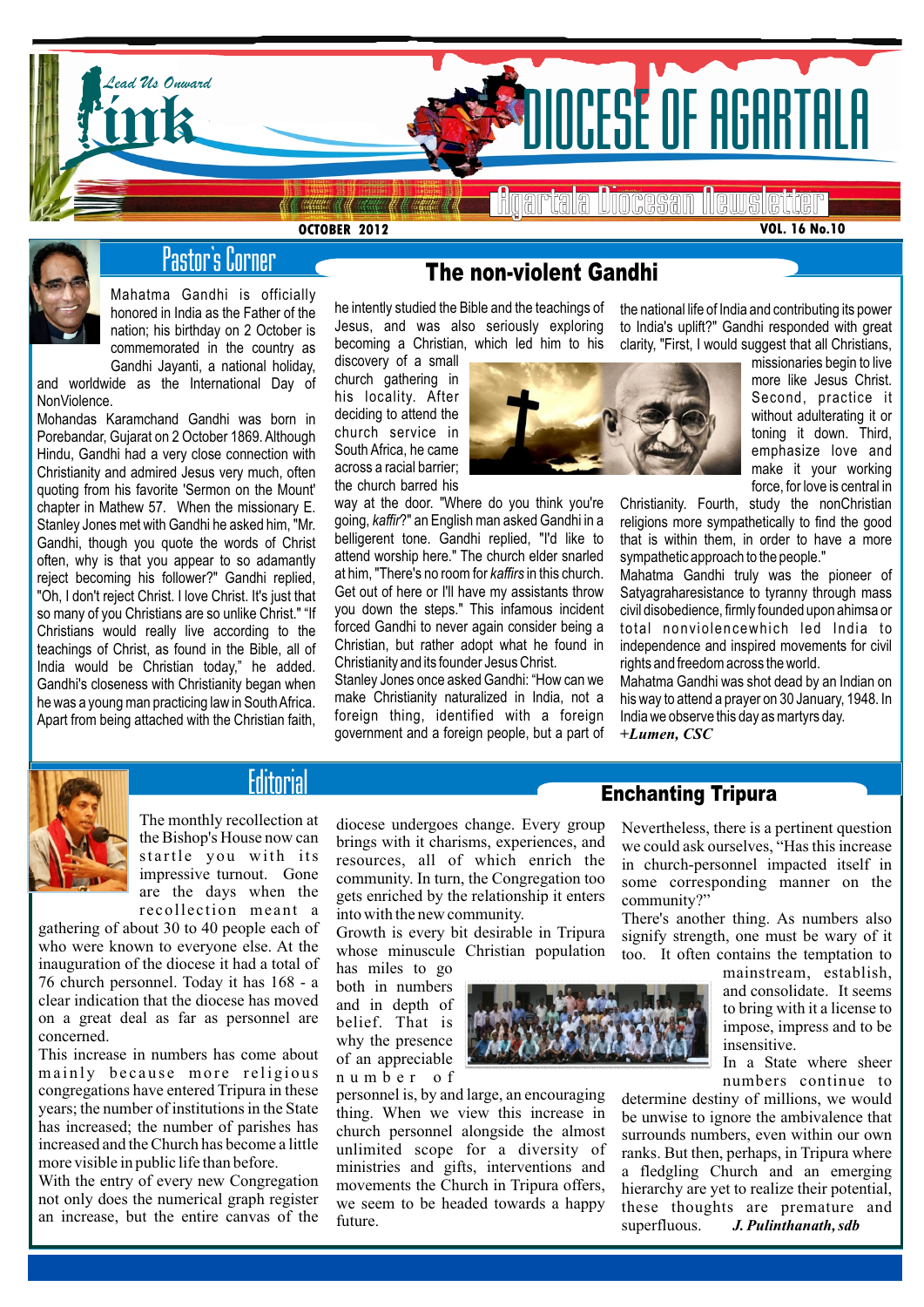# Ink — Lead Us Onward

# DIOCESE OF AGARTALA

## Agartala Diocesan Newsletter

**OCTOBER 2012** **VOL. 16 No.10**

## Pastor's Corner

### The non-violent Gandhi

Mahatma Gandhi is officially honored in India as the Father of the nation; his birthday on 2 October is commemorated in the country as Gandhi Jayanti, a national holiday, and worldwide as the International Day of NonViolence.

Mohandas Karamchand Gandhi was born in Porebandar, Gujarat on 2 October 1869. Although Hindu, Gandhi had a very close connection with Christianity and admired Jesus very much, often quoting from his favorite 'Sermon on the Mount' chapter in Mathew 57. When the missionary E. Stanley Jones met with Gandhi he asked him, "Mr. Gandhi, though you quote the words of Christ often, why is that you appear to so adamantly reject becoming his follower?" Gandhi replied, "Oh, I don't reject Christ. I love Christ. It's just that so many of you Christians are so unlike Christ." "If Christians would really live according to the teachings of Christ, as found in the Bible, all of India would be Christian today," he added.

Gandhi's closeness with Christianity began when he was a young man practicing law in South Africa. Apart from being attached with the Christian faith, he intently studied the Bible and the teachings of Jesus, and was also seriously exploring becoming a Christian, which led him to his discovery of a small church gathering in his locality. After deciding to attend the church service in South Africa, he came across a racial barrier; the church barred his way at the door. "Where do you think you're going, *kaffir*?" an English man asked Gandhi in a belligerent tone. Gandhi replied, "I'd like to attend worship here." The church elder snarled at him, "There's no room for *kaffirs* in this church. Get out of here or I'll have my assistants throw you down the steps." This infamous incident forced Gandhi to never again consider being a Christian, but rather adopt what he found in Christianity and its founder Jesus Christ.

Stanley Jones once asked Gandhi: "How can we make Christianity naturalized in India, not a foreign thing, identified with a foreign government and a foreign people, but a part of the national life of India and contributing its power to India's uplift?" Gandhi responded with great clarity, "First, I would suggest that all Christians, missionaries begin to live more like Jesus Christ. Second, practice it without adulterating it or toning it down. Third, emphasize love and make it your working force, for love is central in Christianity. Fourth, study the nonChristian religions more sympathetically to find the good that is within them, in order to have a more sympathetic approach to the people."

Mahatma Gandhi truly was the pioneer of Satyagraharesistance to tyranny through mass civil disobedience, firmly founded upon ahimsa or total nonviolencewhich led India to independence and inspired movements for civil rights and freedom across the world.

Mahatma Gandhi was shot dead by an Indian on his way to attend a prayer on 30 January, 1948. In India we observe this day as martyrs day.

*+Lumen, CSC*

## Editorial

### Enchanting Tripura

The monthly recollection at the Bishop's House now can startle you with its impressive turnout. Gone are the days when the recollection meant a gathering of about 30 to 40 people each of who were known to everyone else. At the inauguration of the diocese it had a total of 76 church personnel. Today it has 168 - a clear indication that the diocese has moved on a great deal as far as personnel are concerned.

This increase in numbers has come about mainly because more religious congregations have entered Tripura in these years; the number of institutions in the State has increased; the number of parishes has increased and the Church has become a little more visible in public life than before.

With the entry of every new Congregation not only does the numerical graph register an increase, but the entire canvas of the diocese undergoes change. Every group brings with it charisms, experiences, and resources, all of which enrich the community. In turn, the Congregation too gets enriched by the relationship it enters into with the new community.

Growth is every bit desirable in Tripura whose minuscule Christian population has miles to go both in numbers and in depth of belief. That is why the presence of an appreciable number of personnel is, by and large, an encouraging thing. When we view this increase in church personnel alongside the almost unlimited scope for a diversity of ministries and gifts, interventions and movements the Church in Tripura offers, we seem to be headed towards a happy future.

Nevertheless, there is a pertinent question we could ask ourselves, "Has this increase in church-personnel impacted itself in some corresponding manner on the community?"

There's another thing. As numbers also signify strength, one must be wary of it too. It often contains the temptation to mainstream, establish, and consolidate. It seems to bring with it a license to impose, impress and to be insensitive.

In a State where sheer numbers continue to determine destiny of millions, we would be unwise to ignore the ambivalence that surrounds numbers, even within our own ranks. But then, perhaps, in Tripura where a fledgling Church and an emerging hierarchy are yet to realize their potential, these thoughts are premature and superfluous.

*J. Pulinthanath, sdb*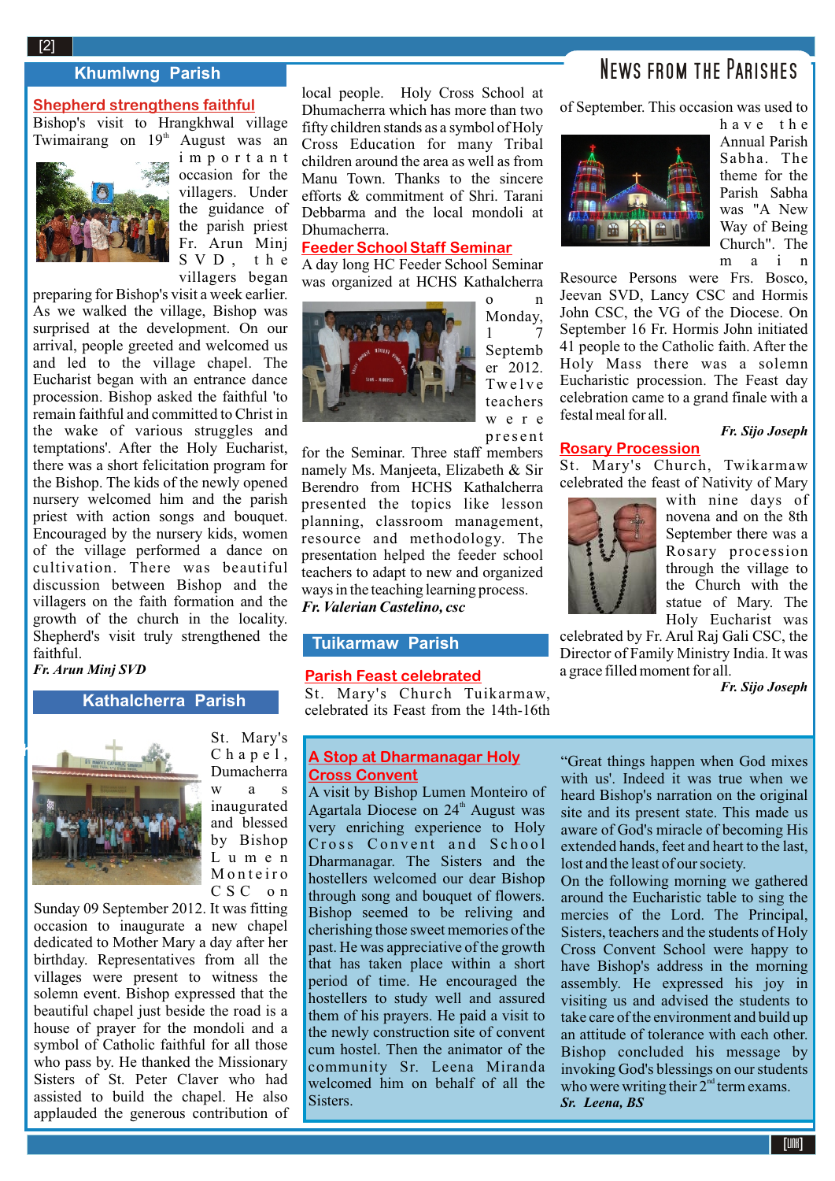# News from the Parishes

## Khumlwng Parish

### Shepherd strengthens faithful

Bishop's visit to Hrangkhwal village Twimairang on 19th August was an important occasion for the villagers. Under the guidance of the parish priest Fr. Arun Minj SVD, the villagers began preparing for Bishop's visit a week earlier. As we walked the village, Bishop was surprised at the development. On our arrival, people greeted and welcomed us and led to the village chapel. The Eucharist began with an entrance dance procession. Bishop asked the faithful 'to remain faithful and committed to Christ in the wake of various struggles and temptations'. After the Holy Eucharist, there was a short felicitation program for the Bishop. The kids of the newly opened nursery welcomed him and the parish priest with action songs and bouquet. Encouraged by the nursery kids, women of the village performed a dance on cultivation. There was beautiful discussion between Bishop and the villagers on the faith formation and the growth of the church in the locality. Shepherd's visit truly strengthened the faithful.

***Fr. Arun Minj SVD***

## Kathalcherra Parish

St. Mary's Chapel, Dumacherra was inaugurated and blessed by Bishop Lumen Monteiro CSC on Sunday 09 September 2012. It was fitting occasion to inaugurate a new chapel dedicated to Mother Mary a day after her birthday. Representatives from all the villages were present to witness the solemn event. Bishop expressed that the beautiful chapel just beside the road is a house of prayer for the mondoli and a symbol of Catholic faithful for all those who pass by. He thanked the Missionary Sisters of St. Peter Claver who had assisted to build the chapel. He also applauded the generous contribution of local people. Holy Cross School at Dhumacherra which has more than two fifty children stands as a symbol of Holy Cross Education for many Tribal children around the area as well as from Manu Town. Thanks to the sincere efforts & commitment of Shri. Tarani Debbarma and the local mondoli at Dhumacherra.

### Feeder School Staff Seminar

A day long HC Feeder School Seminar was organized at HCHS Kathalcherra on Monday, 17 September 2012. Twelve teachers were present for the Seminar. Three staff members namely Ms. Manjeeta, Elizabeth & Sir Berendro from HCHS Kathalcherra presented the topics like lesson planning, classroom management, resource and methodology. The presentation helped the feeder school teachers to adapt to new and organized ways in the teaching learning process.

***Fr. Valerian Castelino, csc***

## Tuikarmaw Parish

### Parish Feast celebrated

St. Mary's Church Tuikarmaw, celebrated its Feast from the 14th-16th of September. This occasion was used to have the Annual Parish Sabha. The theme for the Parish Sabha was "A New Way of Being Church". The main Resource Persons were Frs. Bosco, Jeevan SVD, Lancy CSC and Hormis John CSC, the VG of the Diocese. On September 16 Fr. Hormis John initiated 41 people to the Catholic faith. After the Holy Mass there was a solemn Eucharistic procession. The Feast day celebration came to a grand finale with a festal meal for all.

***Fr. Sijo Joseph***

### Rosary Procession

St. Mary's Church, Twikarmaw celebrated the feast of Nativity of Mary with nine days of novena and on the 8th September there was a Rosary procession through the village to the Church with the statue of Mary. The Holy Eucharist was celebrated by Fr. Arul Raj Gali CSC, the Director of Family Ministry India. It was a grace filled moment for all.

***Fr. Sijo Joseph***

### A Stop at Dharmanagar Holy Cross Convent

A visit by Bishop Lumen Monteiro of Agartala Diocese on 24th August was very enriching experience to Holy Cross Convent and School Dharmanagar. The Sisters and the hostellers welcomed our dear Bishop through song and bouquet of flowers. Bishop seemed to be reliving and cherishing those sweet memories of the past. He was appreciative of the growth that has taken place within a short period of time. He encouraged the hostellers to study well and assured them of his prayers. He paid a visit to the newly construction site of convent cum hostel. Then the animator of the community Sr. Leena Miranda welcomed him on behalf of all the Sisters.

"Great things happen when God mixes with us'. Indeed it was true when we heard Bishop's narration on the original site and its present state. This made us aware of God's miracle of becoming His extended hands, feet and heart to the last, lost and the least of our society.

On the following morning we gathered around the Eucharistic table to sing the mercies of the Lord. The Principal, Sisters, teachers and the students of Holy Cross Convent School were happy to have Bishop's address in the morning assembly. He expressed his joy in visiting us and advised the students to take care of the environment and build up an attitude of tolerance with each other. Bishop concluded his message by invoking God's blessings on our students who were writing their 2nd term exams.

***Sr. Leena, BS***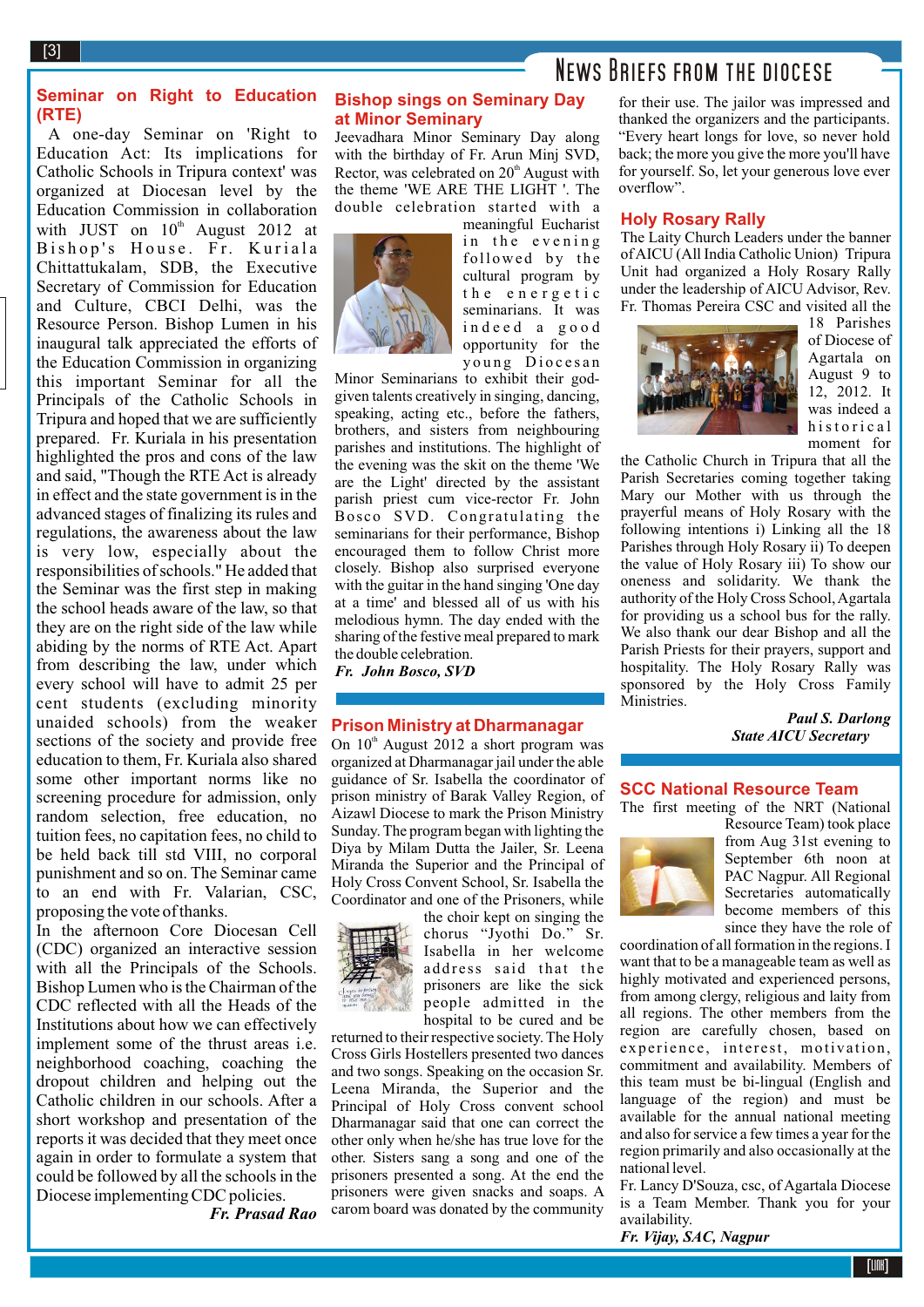# NEWS BRIEFS FROM THE DIOCESE

## Seminar on Right to Education (RTE)

A one-day Seminar on 'Right to Education Act: Its implications for Catholic Schools in Tripura context' was organized at Diocesan level by the Education Commission in collaboration with JUST on 10th August 2012 at Bishop's House. Fr. Kuriala Chittattukalam, SDB, the Executive Secretary of Commission for Education and Culture, CBCI Delhi, was the Resource Person. Bishop Lumen in his inaugural talk appreciated the efforts of the Education Commission in organizing this important Seminar for all the Principals of the Catholic Schools in Tripura and hoped that we are sufficiently prepared. Fr. Kuriala in his presentation highlighted the pros and cons of the law and said, "Though the RTE Act is already in effect and the state government is in the advanced stages of finalizing its rules and regulations, the awareness about the law is very low, especially about the responsibilities of schools." He added that the Seminar was the first step in making the school heads aware of the law, so that they are on the right side of the law while abiding by the norms of RTE Act. Apart from describing the law, under which every school will have to admit 25 per cent students (excluding minority unaided schools) from the weaker sections of the society and provide free education to them, Fr. Kuriala also shared some other important norms like no screening procedure for admission, only random selection, free education, no tuition fees, no capitation fees, no child to be held back till std VIII, no corporal punishment and so on. The Seminar came to an end with Fr. Valarian, CSC, proposing the vote of thanks.

In the afternoon Core Diocesan Cell (CDC) organized an interactive session with all the Principals of the Schools. Bishop Lumen who is the Chairman of the CDC reflected with the Heads of the Institutions about how we can effectively implement some of the thrust areas i.e. neighborhood coaching, coaching the dropout children and helping out the Catholic children in our schools. After a short workshop and presentation of the reports it was decided that they meet once again in order to formulate a system that could be followed by all the schools in the Diocese implementing CDC policies.

***Fr. Prasad Rao***

## Bishop sings on Seminary Day at Minor Seminary

Jeevadhara Minor Seminary Day along with the birthday of Fr. Arun Minj SVD, Rector, was celebrated on 20th August with the theme 'WE ARE THE LIGHT '. The double celebration started with a meaningful Eucharist in the evening followed by the cultural program by the energetic seminarians. It was indeed a good opportunity for the young Diocesan Minor Seminarians to exhibit their god-given talents creatively in singing, dancing, speaking, acting etc., before the fathers, brothers, and sisters from neighbouring parishes and institutions. The highlight of the evening was the skit on the theme 'We are the Light' directed by the assistant parish priest cum vice-rector Fr. John Bosco SVD. Congratulating the seminarians for their performance, Bishop encouraged them to follow Christ more closely. Bishop also surprised everyone with the guitar in the hand singing 'One day at a time' and blessed all of us with his melodious hymn. The day ended with the sharing of the festive meal prepared to mark the double celebration.

***Fr. John Bosco, SVD***

## Prison Ministry at Dharmanagar

On 10th August 2012 a short program was organized at Dharmanagar jail under the able guidance of Sr. Isabella the coordinator of prison ministry of Barak Valley Region, of Aizawl Diocese to mark the Prison Ministry Sunday. The program began with lighting the Diya by Milam Dutta the Jailer, Sr. Leena Miranda the Superior and the Principal of Holy Cross Convent School, Sr. Isabella the Coordinator and one of the Prisoners, while the choir kept on singing the chorus "Jyothi Do." Sr. Isabella in her welcome address said that the prisoners are like the sick people admitted in the hospital to be cured and be returned to their respective society. The Holy Cross Girls Hostellers presented two dances and two songs. Speaking on the occasion Sr. Leena Miranda, the Superior and the Principal of Holy Cross convent school Dharmanagar said that one can correct the other only when he/she has true love for the other. Sisters sang a song and one of the prisoners presented a song. At the end the prisoners were given snacks and soaps. A carom board was donated by the community for their use. The jailor was impressed and thanked the organizers and the participants. "Every heart longs for love, so never hold back; the more you give the more you'll have for yourself. So, let your generous love ever overflow".

## Holy Rosary Rally

The Laity Church Leaders under the banner of AICU (All India Catholic Union) Tripura Unit had organized a Holy Rosary Rally under the leadership of AICU Advisor, Rev. Fr. Thomas Pereira CSC and visited all the 18 Parishes of Diocese of Agartala on August 9 to 12, 2012. It was indeed a historical moment for the Catholic Church in Tripura that all the Parish Secretaries coming together taking Mary our Mother with us through the prayerful means of Holy Rosary with the following intentions i) Linking all the 18 Parishes through Holy Rosary ii) To deepen the value of Holy Rosary iii) To show our oneness and solidarity. We thank the authority of the Holy Cross School, Agartala for providing us a school bus for the rally. We also thank our dear Bishop and all the Parish Priests for their prayers, support and hospitality. The Holy Rosary Rally was sponsored by the Holy Cross Family Ministries.

***Paul S. Darlong***
***State AICU Secretary***

## SCC National Resource Team

The first meeting of the NRT (National Resource Team) took place from Aug 31st evening to September 6th noon at PAC Nagpur. All Regional Secretaries automatically become members of this since they have the role of coordination of all formation in the regions. I want that to be a manageable team as well as highly motivated and experienced persons, from among clergy, religious and laity from all regions. The other members from the region are carefully chosen, based on experience, interest, motivation, commitment and availability. Members of this team must be bi-lingual (English and language of the region) and must be available for the annual national meeting and also for service a few times a year for the region primarily and also occasionally at the national level.

Fr. Lancy D'Souza, csc, of Agartala Diocese is a Team Member. Thank you for your availability.

***Fr. Vijay, SAC, Nagpur***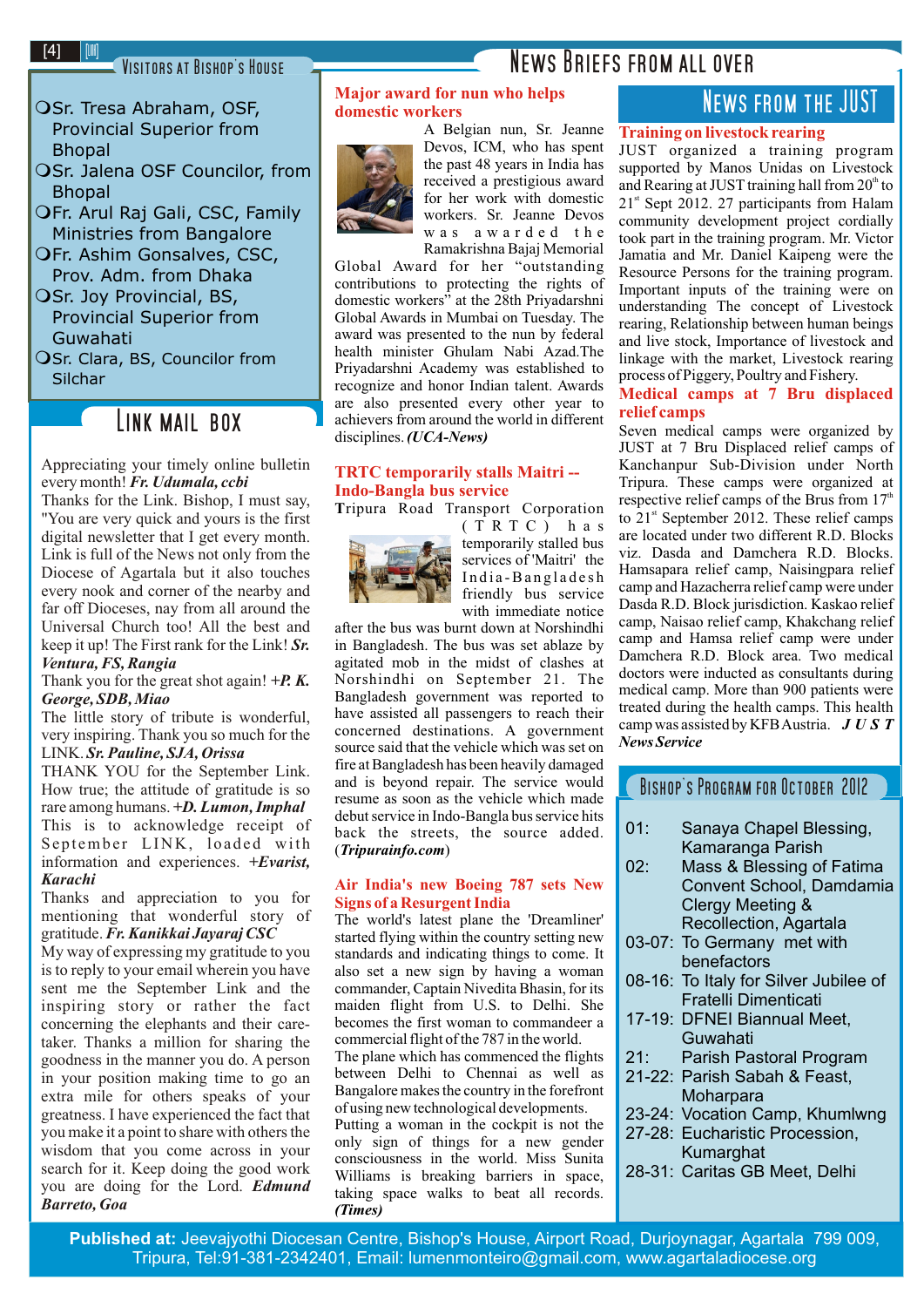## Visitors at Bishop's House

- Sr. Tresa Abraham, OSF, Provincial Superior from Bhopal
- Sr. Jalena OSF Councilor, from Bhopal
- Fr. Arul Raj Gali, CSC, Family Ministries from Bangalore
- Fr. Ashim Gonsalves, CSC, Prov. Adm. from Dhaka
- Sr. Joy Provincial, BS, Provincial Superior from Guwahati
- Sr. Clara, BS, Councilor from Silchar

## Link Mail Box

Appreciating your timely online bulletin every month! ***Fr. Udumala, ccbi***

Thanks for the Link. Bishop, I must say, "You are very quick and yours is the first digital newsletter that I get every month. Link is full of the News not only from the Diocese of Agartala but it also touches every nook and corner of the nearby and far off Dioceses, nay from all around the Universal Church too! All the best and keep it up! The First rank for the Link! ***Sr. Ventura, FS, Rangia***

Thank you for the great shot again! ***+P. K. George, SDB, Miao***

The little story of tribute is wonderful, very inspiring. Thank you so much for the LINK. ***Sr. Pauline, SJA, Orissa***

THANK YOU for the September Link. How true; the attitude of gratitude is so rare among humans. ***+D. Lumon, Imphal***

This is to acknowledge receipt of September LINK, loaded with information and experiences. ***+Evarist, Karachi***

Thanks and appreciation to you for mentioning that wonderful story of gratitude. ***Fr. Kanikkai Jayaraj CSC***

My way of expressing my gratitude to you is to reply to your email wherein you have sent me the September Link and the inspiring story or rather the fact concerning the elephants and their care-taker. Thanks a million for sharing the goodness in the manner you do. A person in your position making time to go an extra mile for others speaks of your greatness. I have experienced the fact that you make it a point to share with others the wisdom that you come across in your search for it. Keep doing the good work you are doing for the Lord. ***Edmund Barreto, Goa***

# News Briefs from All Over

### Major award for nun who helps domestic workers

A Belgian nun, Sr. Jeanne Devos, ICM, who has spent the past 48 years in India has received a prestigious award for her work with domestic workers. Sr. Jeanne Devos was awarded the Global Award for her "outstanding contributions to protecting the rights of domestic workers" at the 28th Priyadarshni Global Awards in Mumbai on Tuesday. The award was presented to the nun by federal health minister Ghulam Nabi Azad.The Priyadarshni Academy was established to recognize and honor Indian talent. Awards are also presented every other year to achievers from around the world in different disciplines. ***(UCA-News)***

### TRTC temporarily stalls Maitri -- Indo-Bangla bus service

Tripura Road Transport Corporation (TRTC) has temporarily stalled bus services of 'Maitri' the India-Bangladesh friendly bus service with immediate notice after the bus was burnt down at Norshindhi in Bangladesh. The bus was set ablaze by agitated mob in the midst of clashes at Norshindhi on September 21. The Bangladesh government was reported to have assisted all passengers to reach their concerned destinations. A government source said that the vehicle which was set on fire at Bangladesh has been heavily damaged and is beyond repair. The service would resume as soon as the vehicle which made debut service in Indo-Bangla bus service hits back the streets, the source added. (***Tripurainfo.com***)

### Air India's new Boeing 787 sets New Signs of a Resurgent India

The world's latest plane the 'Dreamliner' started flying within the country setting new standards and indicating things to come. It also set a new sign by having a woman commander, Captain Nivedita Bhasin, for its maiden flight from U.S. to Delhi. She becomes the first woman to commandeer a commercial flight of the 787 in the world. The plane which has commenced the flights between Delhi to Chennai as well as Bangalore makes the country in the forefront of using new technological developments. Putting a woman in the cockpit is not the only sign of things for a new gender consciousness in the world. Miss Sunita Williams is breaking barriers in space, taking space walks to beat all records. ***(Times)***

## News from the JUST

### Training on livestock rearing

JUST organized a training program supported by Manos Unidas on Livestock and Rearing at JUST training hall from 20th to 21st Sept 2012. 27 participants from Halam community development project cordially took part in the training program. Mr. Victor Jamatia and Mr. Daniel Kaipeng were the Resource Persons for the training program. Important inputs of the training were on understanding The concept of Livestock rearing, Relationship between human beings and live stock, Importance of livestock and linkage with the market, Livestock rearing process of Piggery, Poultry and Fishery.

### Medical camps at 7 Bru displaced relief camps

Seven medical camps were organized by JUST at 7 Bru Displaced relief camps of Kanchanpur Sub-Division under North Tripura. These camps were organized at respective relief camps of the Brus from 17th to 21st September 2012. These relief camps are located under two different R.D. Blocks viz. Dasda and Damchera R.D. Blocks. Hamsapara relief camp, Naisingpara relief camp and Hazacherra relief camp were under Dasda R.D. Block jurisdiction. Kaskao relief camp, Naisao relief camp, Khakchang relief camp and Hamsa relief camp were under Damchera R.D. Block area. Two medical doctors were inducted as consultants during medical camp. More than 900 patients were treated during the health camps. This health camp was assisted by KFB Austria. ***JUST News Service***

## Bishop's Program for October 2012

| | |
|---|---|
| 01: | Sanaya Chapel Blessing, Kamaranga Parish |
| 02: | Mass & Blessing of Fatima Convent School, Damdamia Clergy Meeting & Recollection, Agartala |
| 03-07: | To Germany met with benefactors |
| 08-16: | To Italy for Silver Jubilee of Fratelli Dimenticati |
| 17-19: | DFNEI Biannual Meet, Guwahati |
| 21: | Parish Pastoral Program |
| 21-22: | Parish Sabah & Feast, Moharpara |
| 23-24: | Vocation Camp, Khumlwng |
| 27-28: | Eucharistic Procession, Kumarghat |
| 28-31: | Caritas GB Meet, Delhi |

**Published at:** Jeevajyothi Diocesan Centre, Bishop's House, Airport Road, Durjoynagar, Agartala 799 009, Tripura, Tel:91-381-2342401, Email: lumenmonteiro@gmail.com, www.agartaladiocese.org